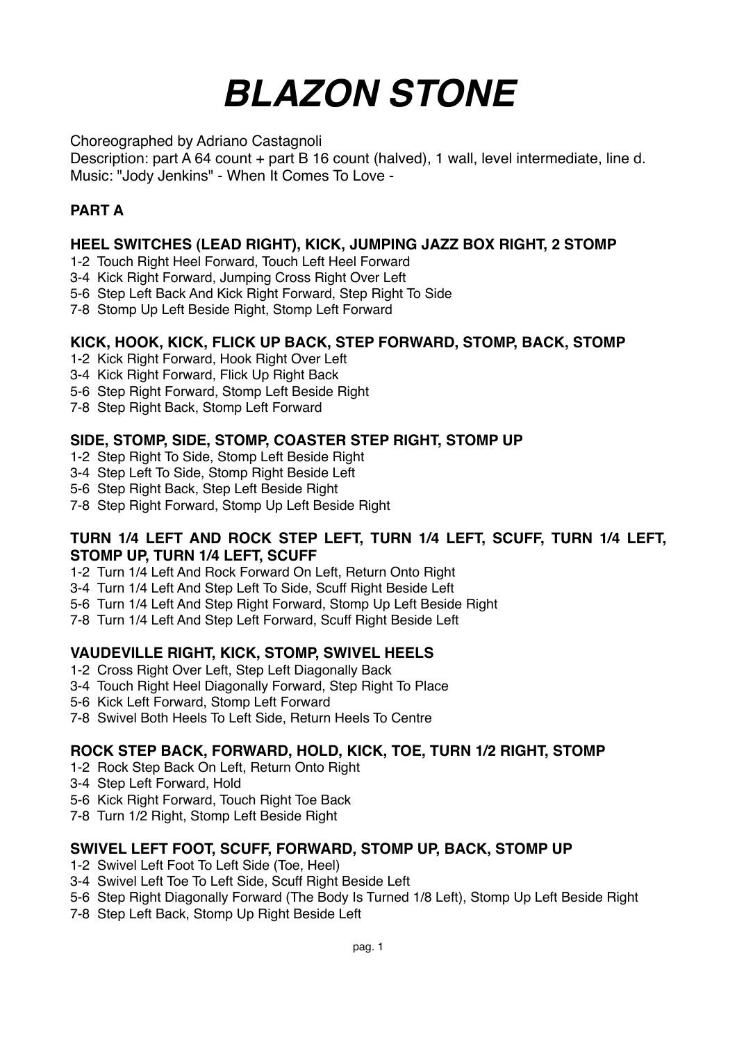# *BLAZON STONE*

Choreographed by Adriano Castagnoli
Description: part A 64 count + part B 16 count (halved), 1 wall, level intermediate, line d.
Music: "Jody Jenkins" - When It Comes To Love -

## PART A

### HEEL SWITCHES (LEAD RIGHT), KICK, JUMPING JAZZ BOX RIGHT, 2 STOMP

1-2 Touch Right Heel Forward, Touch Left Heel Forward
3-4 Kick Right Forward, Jumping Cross Right Over Left
5-6 Step Left Back And Kick Right Forward, Step Right To Side
7-8 Stomp Up Left Beside Right, Stomp Left Forward

### KICK, HOOK, KICK, FLICK UP BACK, STEP FORWARD, STOMP, BACK, STOMP

1-2 Kick Right Forward, Hook Right Over Left
3-4 Kick Right Forward, Flick Up Right Back
5-6 Step Right Forward, Stomp Left Beside Right
7-8 Step Right Back, Stomp Left Forward

### SIDE, STOMP, SIDE, STOMP, COASTER STEP RIGHT, STOMP UP

1-2 Step Right To Side, Stomp Left Beside Right
3-4 Step Left To Side, Stomp Right Beside Left
5-6 Step Right Back, Step Left Beside Right
7-8 Step Right Forward, Stomp Up Left Beside Right

### TURN 1/4 LEFT AND ROCK STEP LEFT, TURN 1/4 LEFT, SCUFF, TURN 1/4 LEFT, STOMP UP, TURN 1/4 LEFT, SCUFF

1-2 Turn 1/4 Left And Rock Forward On Left, Return Onto Right
3-4 Turn 1/4 Left And Step Left To Side, Scuff Right Beside Left
5-6 Turn 1/4 Left And Step Right Forward, Stomp Up Left Beside Right
7-8 Turn 1/4 Left And Step Left Forward, Scuff Right Beside Left

### VAUDEVILLE RIGHT, KICK, STOMP, SWIVEL HEELS

1-2 Cross Right Over Left, Step Left Diagonally Back
3-4 Touch Right Heel Diagonally Forward, Step Right To Place
5-6 Kick Left Forward, Stomp Left Forward
7-8 Swivel Both Heels To Left Side, Return Heels To Centre

### ROCK STEP BACK, FORWARD, HOLD, KICK, TOE, TURN 1/2 RIGHT, STOMP

1-2 Rock Step Back On Left, Return Onto Right
3-4 Step Left Forward, Hold
5-6 Kick Right Forward, Touch Right Toe Back
7-8 Turn 1/2 Right, Stomp Left Beside Right

### SWIVEL LEFT FOOT, SCUFF, FORWARD, STOMP UP, BACK, STOMP UP

1-2 Swivel Left Foot To Left Side (Toe, Heel)
3-4 Swivel Left Toe To Left Side, Scuff Right Beside Left
5-6 Step Right Diagonally Forward (The Body Is Turned 1/8 Left), Stomp Up Left Beside Right
7-8 Step Left Back, Stomp Up Right Beside Left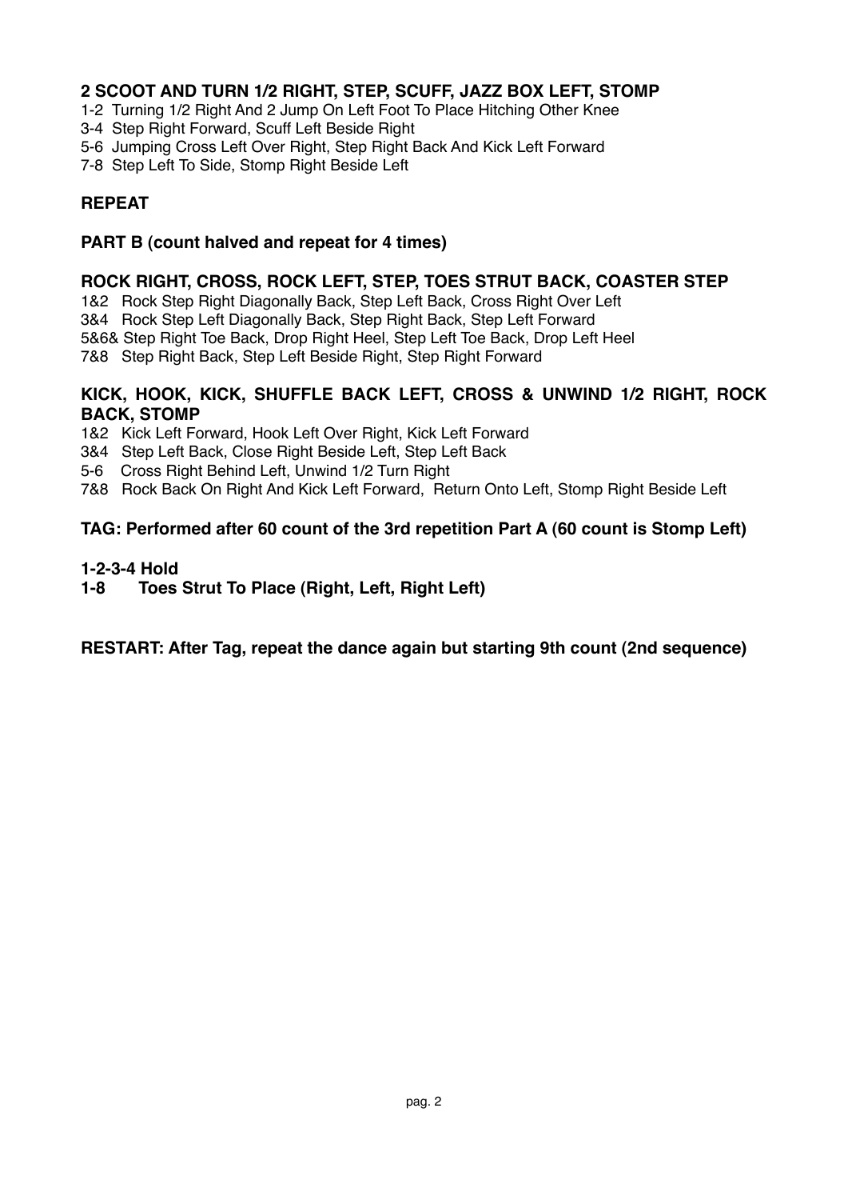**2 SCOOT AND TURN 1/2 RIGHT, STEP, SCUFF, JAZZ BOX LEFT, STOMP**

1-2 Turning 1/2 Right And 2 Jump On Left Foot To Place Hitching Other Knee
3-4 Step Right Forward, Scuff Left Beside Right
5-6 Jumping Cross Left Over Right, Step Right Back And Kick Left Forward
7-8 Step Left To Side, Stomp Right Beside Left

**REPEAT**

**PART B (count halved and repeat for 4 times)**

**ROCK RIGHT, CROSS, ROCK LEFT, STEP, TOES STRUT BACK, COASTER STEP**

1&2 Rock Step Right Diagonally Back, Step Left Back, Cross Right Over Left
3&4 Rock Step Left Diagonally Back, Step Right Back, Step Left Forward
5&6& Step Right Toe Back, Drop Right Heel, Step Left Toe Back, Drop Left Heel
7&8 Step Right Back, Step Left Beside Right, Step Right Forward

**KICK, HOOK, KICK, SHUFFLE BACK LEFT, CROSS & UNWIND 1/2 RIGHT, ROCK BACK, STOMP**

1&2 Kick Left Forward, Hook Left Over Right, Kick Left Forward
3&4 Step Left Back, Close Right Beside Left, Step Left Back
5-6 Cross Right Behind Left, Unwind 1/2 Turn Right
7&8 Rock Back On Right And Kick Left Forward, Return Onto Left, Stomp Right Beside Left

**TAG: Performed after 60 count of the 3rd repetition Part A (60 count is Stomp Left)**

**1-2-3-4 Hold**
**1-8 Toes Strut To Place (Right, Left, Right Left)**

**RESTART: After Tag, repeat the dance again but starting 9th count (2nd sequence)**